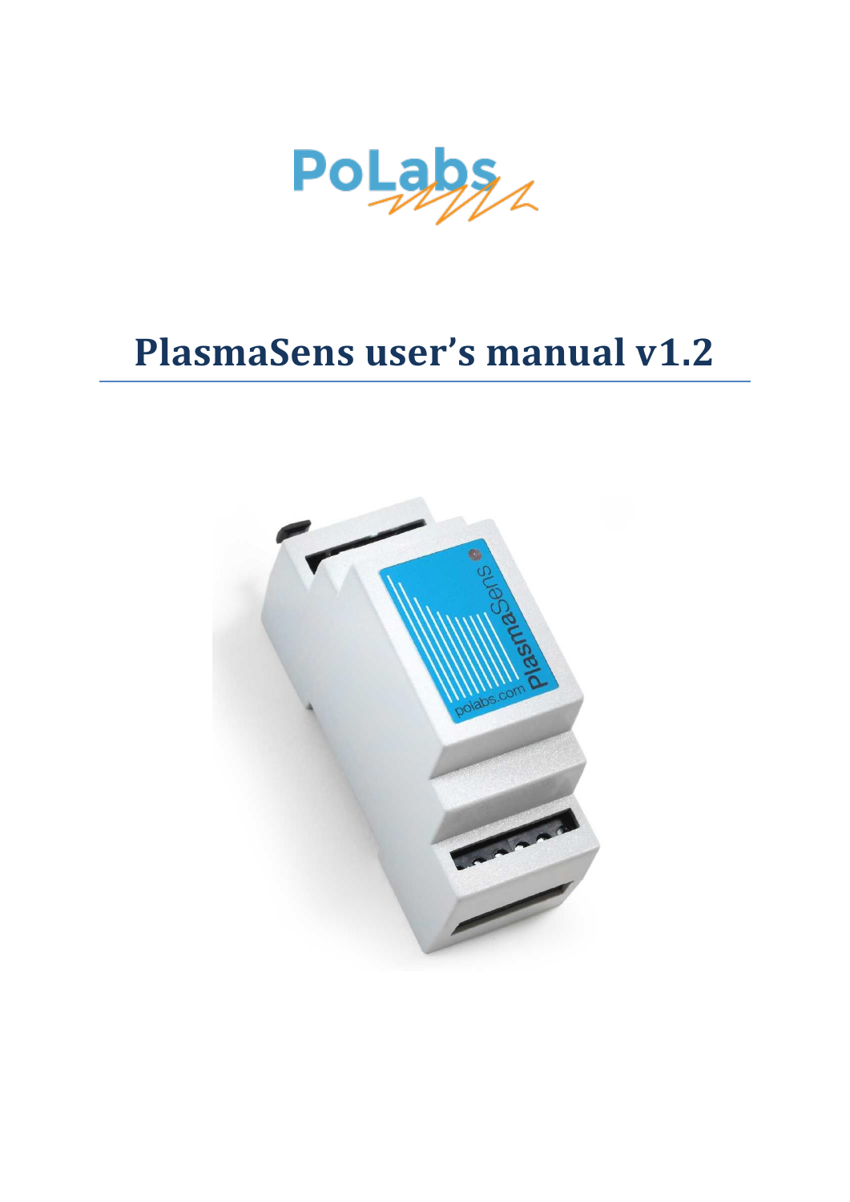PoLabs

# PlasmaSens user's manual v1.2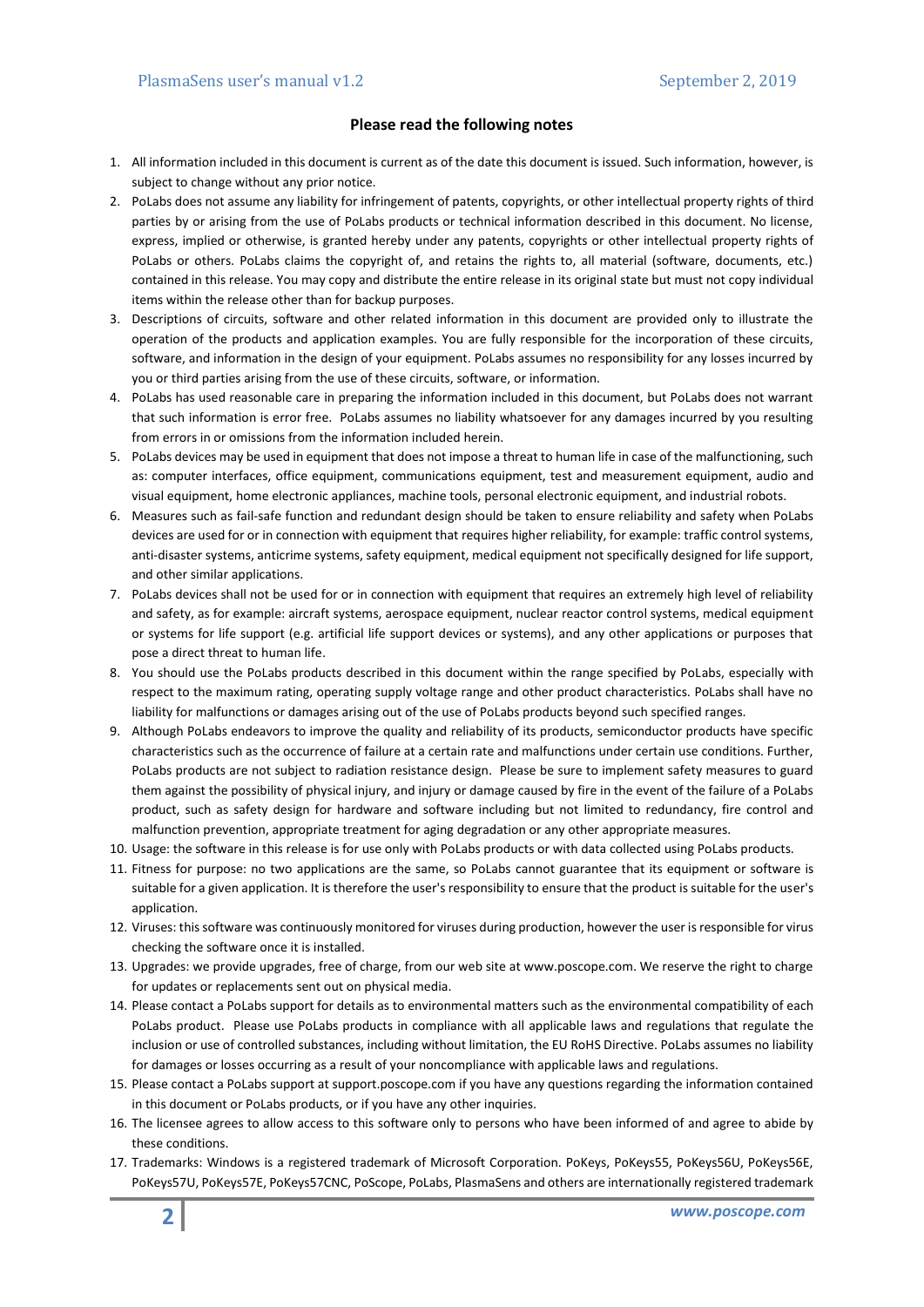**Please read the following notes**

1. All information included in this document is current as of the date this document is issued. Such information, however, is subject to change without any prior notice.
2. PoLabs does not assume any liability for infringement of patents, copyrights, or other intellectual property rights of third parties by or arising from the use of PoLabs products or technical information described in this document. No license, express, implied or otherwise, is granted hereby under any patents, copyrights or other intellectual property rights of PoLabs or others. PoLabs claims the copyright of, and retains the rights to, all material (software, documents, etc.) contained in this release. You may copy and distribute the entire release in its original state but must not copy individual items within the release other than for backup purposes.
3. Descriptions of circuits, software and other related information in this document are provided only to illustrate the operation of the products and application examples. You are fully responsible for the incorporation of these circuits, software, and information in the design of your equipment. PoLabs assumes no responsibility for any losses incurred by you or third parties arising from the use of these circuits, software, or information.
4. PoLabs has used reasonable care in preparing the information included in this document, but PoLabs does not warrant that such information is error free. PoLabs assumes no liability whatsoever for any damages incurred by you resulting from errors in or omissions from the information included herein.
5. PoLabs devices may be used in equipment that does not impose a threat to human life in case of the malfunctioning, such as: computer interfaces, office equipment, communications equipment, test and measurement equipment, audio and visual equipment, home electronic appliances, machine tools, personal electronic equipment, and industrial robots.
6. Measures such as fail-safe function and redundant design should be taken to ensure reliability and safety when PoLabs devices are used for or in connection with equipment that requires higher reliability, for example: traffic control systems, anti-disaster systems, anticrime systems, safety equipment, medical equipment not specifically designed for life support, and other similar applications.
7. PoLabs devices shall not be used for or in connection with equipment that requires an extremely high level of reliability and safety, as for example: aircraft systems, aerospace equipment, nuclear reactor control systems, medical equipment or systems for life support (e.g. artificial life support devices or systems), and any other applications or purposes that pose a direct threat to human life.
8. You should use the PoLabs products described in this document within the range specified by PoLabs, especially with respect to the maximum rating, operating supply voltage range and other product characteristics. PoLabs shall have no liability for malfunctions or damages arising out of the use of PoLabs products beyond such specified ranges.
9. Although PoLabs endeavors to improve the quality and reliability of its products, semiconductor products have specific characteristics such as the occurrence of failure at a certain rate and malfunctions under certain use conditions. Further, PoLabs products are not subject to radiation resistance design. Please be sure to implement safety measures to guard them against the possibility of physical injury, and injury or damage caused by fire in the event of the failure of a PoLabs product, such as safety design for hardware and software including but not limited to redundancy, fire control and malfunction prevention, appropriate treatment for aging degradation or any other appropriate measures.
10. Usage: the software in this release is for use only with PoLabs products or with data collected using PoLabs products.
11. Fitness for purpose: no two applications are the same, so PoLabs cannot guarantee that its equipment or software is suitable for a given application. It is therefore the user's responsibility to ensure that the product is suitable for the user's application.
12. Viruses: this software was continuously monitored for viruses during production, however the user is responsible for virus checking the software once it is installed.
13. Upgrades: we provide upgrades, free of charge, from our web site at www.poscope.com. We reserve the right to charge for updates or replacements sent out on physical media.
14. Please contact a PoLabs support for details as to environmental matters such as the environmental compatibility of each PoLabs product. Please use PoLabs products in compliance with all applicable laws and regulations that regulate the inclusion or use of controlled substances, including without limitation, the EU RoHS Directive. PoLabs assumes no liability for damages or losses occurring as a result of your noncompliance with applicable laws and regulations.
15. Please contact a PoLabs support at support.poscope.com if you have any questions regarding the information contained in this document or PoLabs products, or if you have any other inquiries.
16. The licensee agrees to allow access to this software only to persons who have been informed of and agree to abide by these conditions.
17. Trademarks: Windows is a registered trademark of Microsoft Corporation. PoKeys, PoKeys55, PoKeys56U, PoKeys56E, PoKeys57U, PoKeys57E, PoKeys57CNC, PoScope, PoLabs, PlasmaSens and others are internationally registered trademark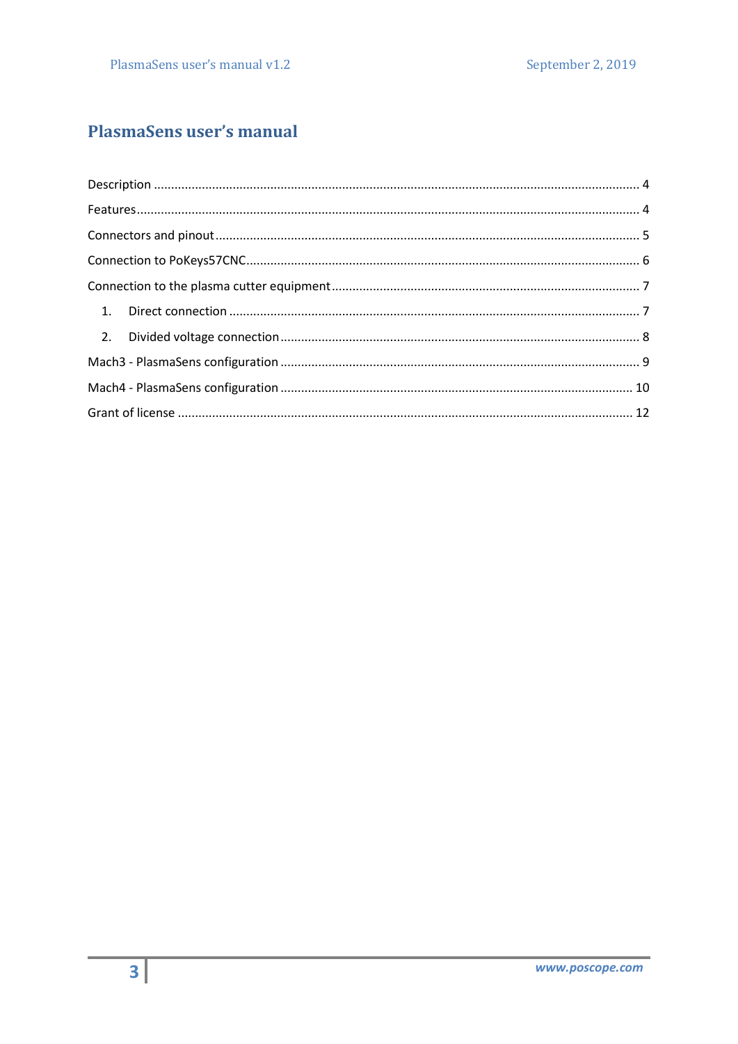# PlasmaSens user's manual

Description .......................................................................................................................................... 4

Features................................................................................................................................................ 4

Connectors and pinout.......................................................................................................................... 5

Connection to PoKeys57CNC................................................................................................................. 6

Connection to the plasma cutter equipment......................................................................................... 7

1. Direct connection ...................................................................................................................... 7
2. Divided voltage connection........................................................................................................ 8

Mach3 - PlasmaSens configuration ....................................................................................................... 9

Mach4 - PlasmaSens configuration ..................................................................................................... 10

Grant of license ................................................................................................................................... 12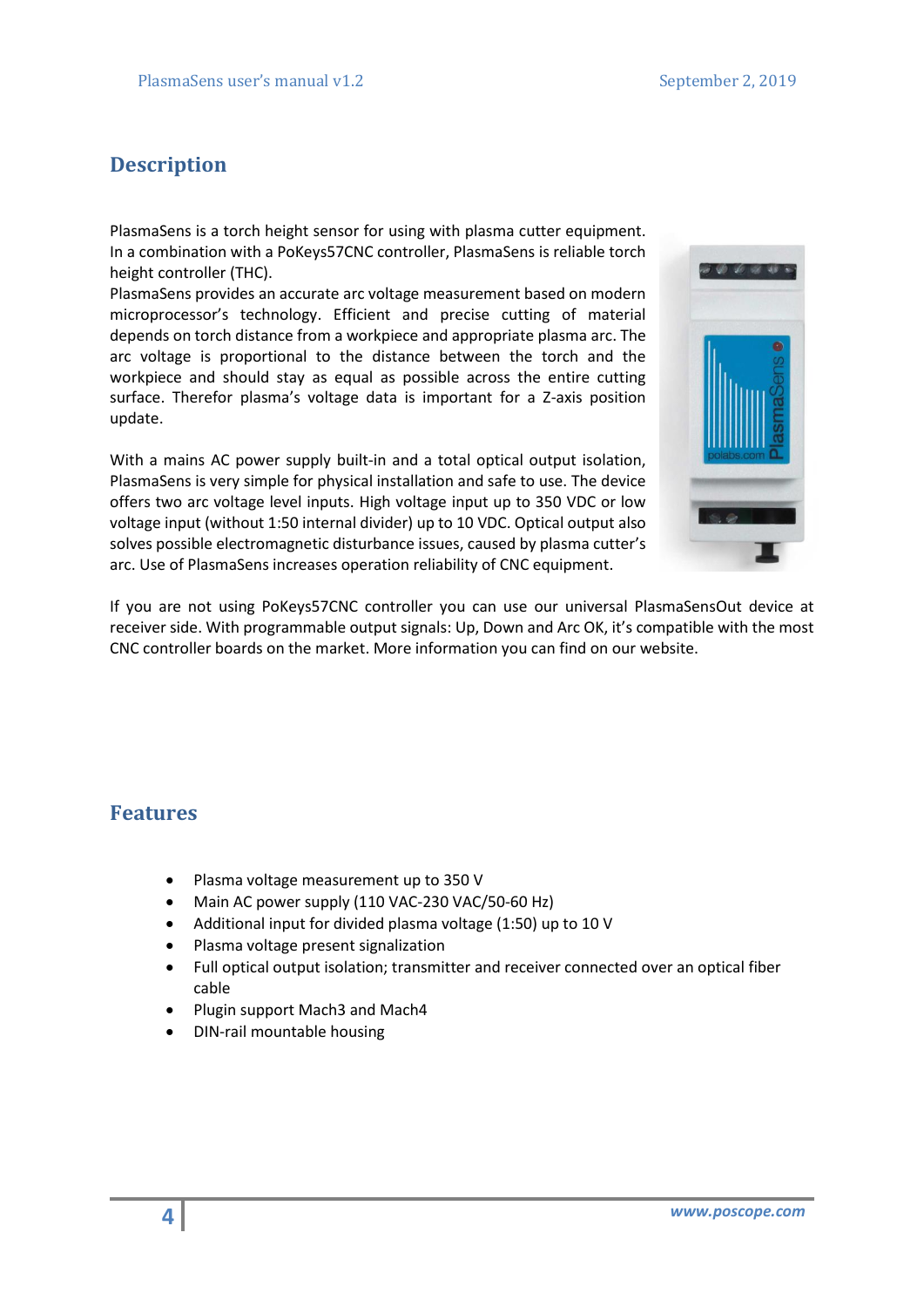## Description

PlasmaSens is a torch height sensor for using with plasma cutter equipment. In a combination with a PoKeys57CNC controller, PlasmaSens is reliable torch height controller (THC).
PlasmaSens provides an accurate arc voltage measurement based on modern microprocessor's technology. Efficient and precise cutting of material depends on torch distance from a workpiece and appropriate plasma arc. The arc voltage is proportional to the distance between the torch and the workpiece and should stay as equal as possible across the entire cutting surface. Therefor plasma's voltage data is important for a Z-axis position update.

With a mains AC power supply built-in and a total optical output isolation, PlasmaSens is very simple for physical installation and safe to use. The device offers two arc voltage level inputs. High voltage input up to 350 VDC or low voltage input (without 1:50 internal divider) up to 10 VDC. Optical output also solves possible electromagnetic disturbance issues, caused by plasma cutter's arc. Use of PlasmaSens increases operation reliability of CNC equipment.

If you are not using PoKeys57CNC controller you can use our universal PlasmaSensOut device at receiver side. With programmable output signals: Up, Down and Arc OK, it's compatible with the most CNC controller boards on the market. More information you can find on our website.

## Features

- Plasma voltage measurement up to 350 V
- Main AC power supply (110 VAC-230 VAC/50-60 Hz)
- Additional input for divided plasma voltage (1:50) up to 10 V
- Plasma voltage present signalization
- Full optical output isolation; transmitter and receiver connected over an optical fiber cable
- Plugin support Mach3 and Mach4
- DIN-rail mountable housing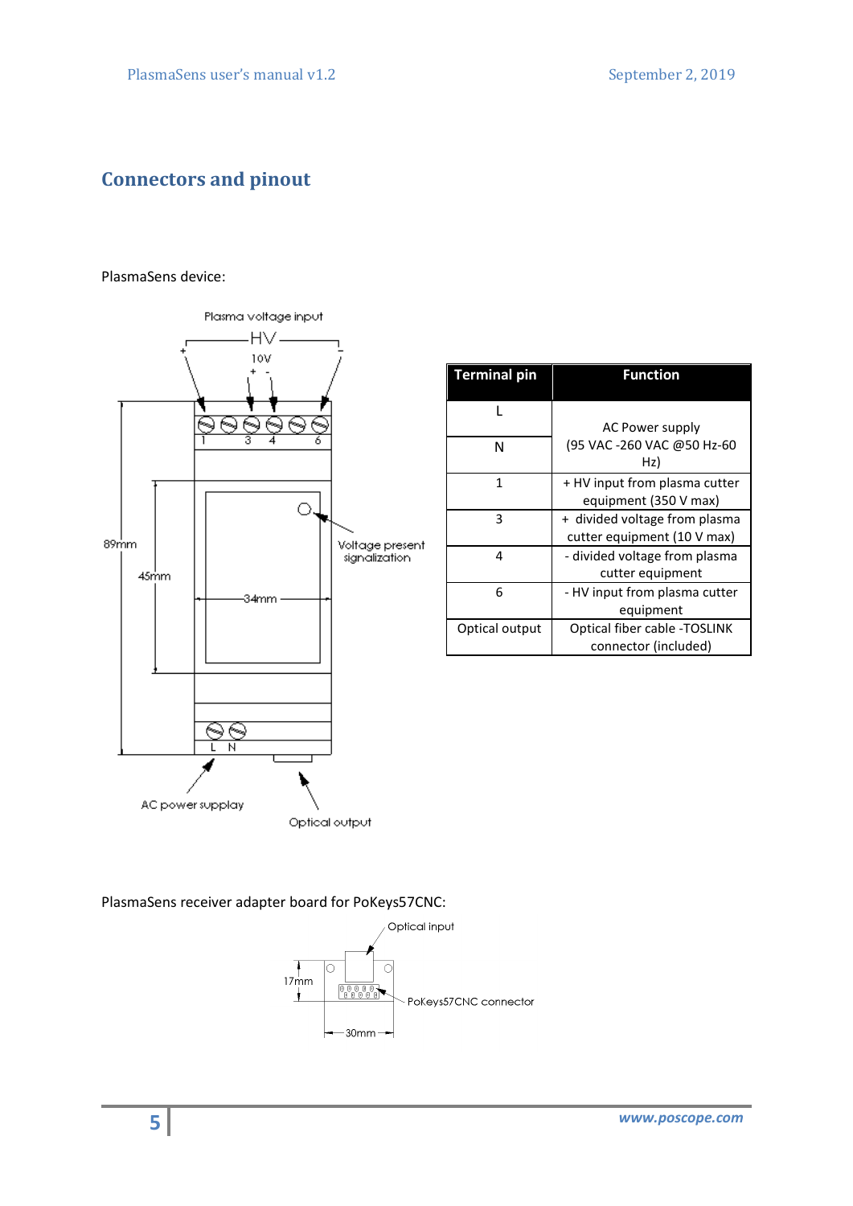## Connectors and pinout

PlasmaSens device:

| Terminal pin | Function |
|---|---|
| L | AC Power supply (95 VAC -260 VAC @50 Hz-60 Hz) |
| N | |
| 1 | + HV input from plasma cutter equipment (350 V max) |
| 3 | + divided voltage from plasma cutter equipment (10 V max) |
| 4 | - divided voltage from plasma cutter equipment |
| 6 | - HV input from plasma cutter equipment |
| Optical output | Optical fiber cable -TOSLINK connector (included) |

PlasmaSens receiver adapter board for PoKeys57CNC: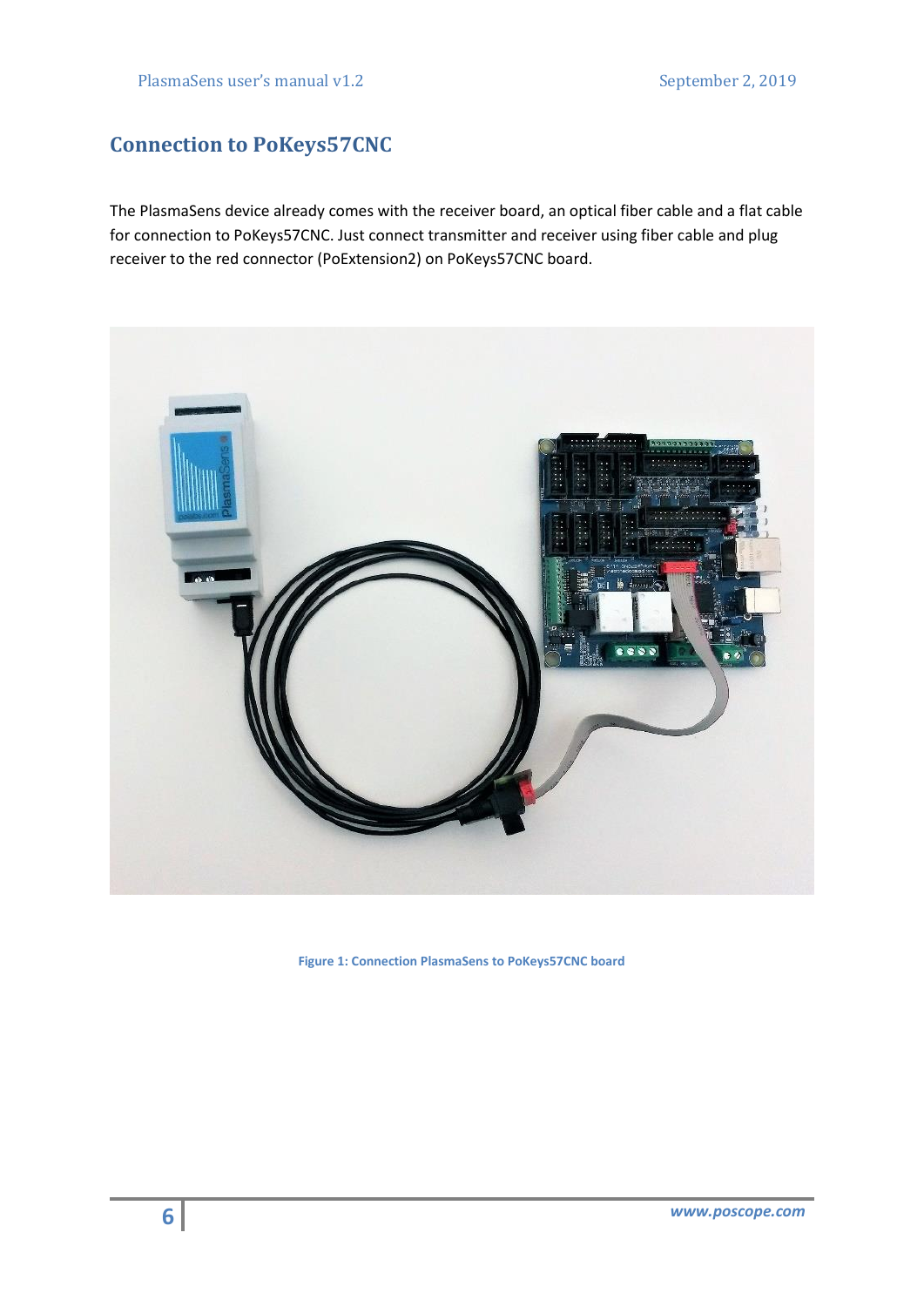## Connection to PoKeys57CNC

The PlasmaSens device already comes with the receiver board, an optical fiber cable and a flat cable for connection to PoKeys57CNC. Just connect transmitter and receiver using fiber cable and plug receiver to the red connector (PoExtension2) on PoKeys57CNC board.

**Figure 1: Connection PlasmaSens to PoKeys57CNC board**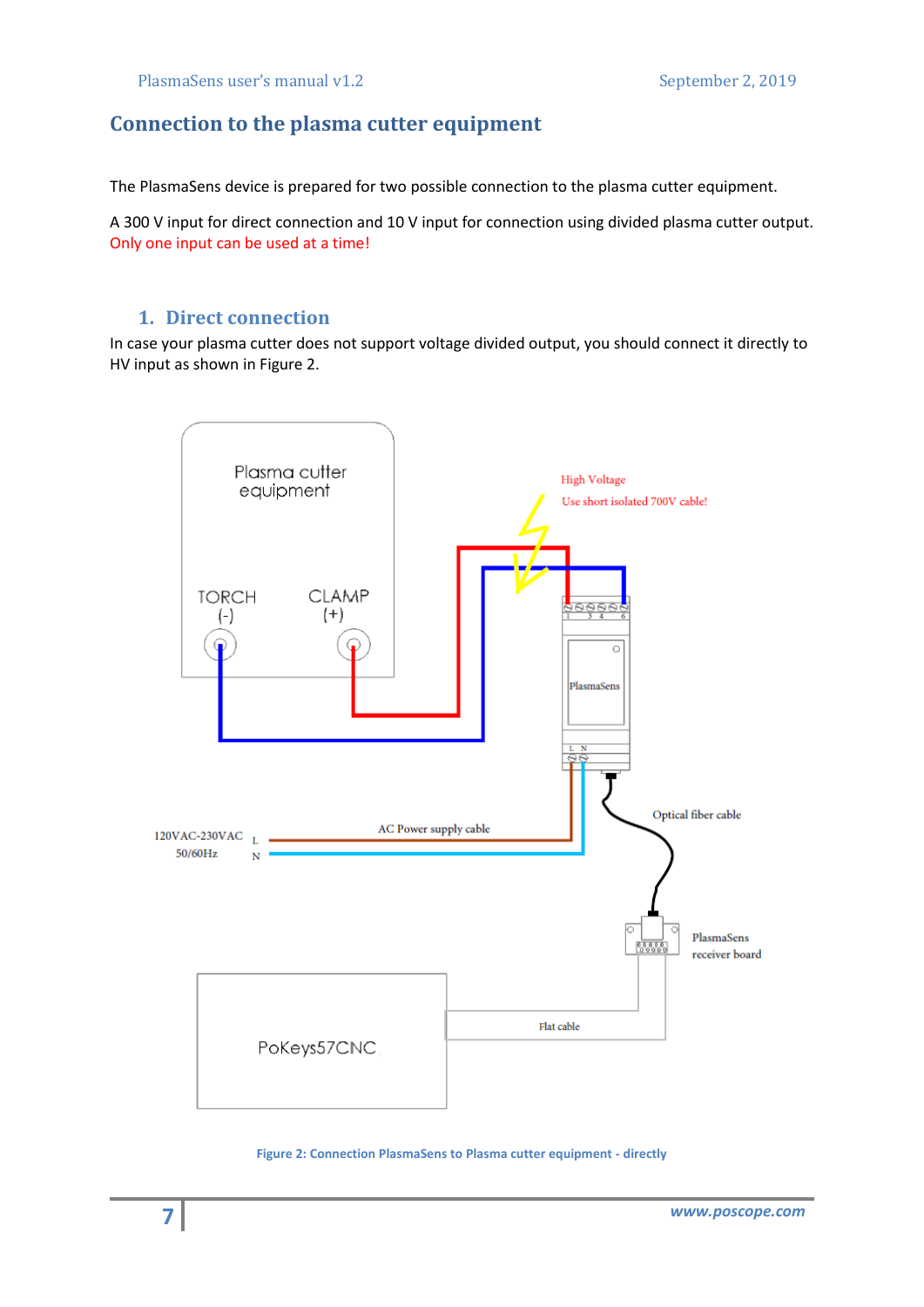## Connection to the plasma cutter equipment

The PlasmaSens device is prepared for two possible connection to the plasma cutter equipment.

A 300 V input for direct connection and 10 V input for connection using divided plasma cutter output. Only one input can be used at a time!

### 1. Direct connection

In case your plasma cutter does not support voltage divided output, you should connect it directly to HV input as shown in Figure 2.

Figure 2: Connection PlasmaSens to Plasma cutter equipment - directly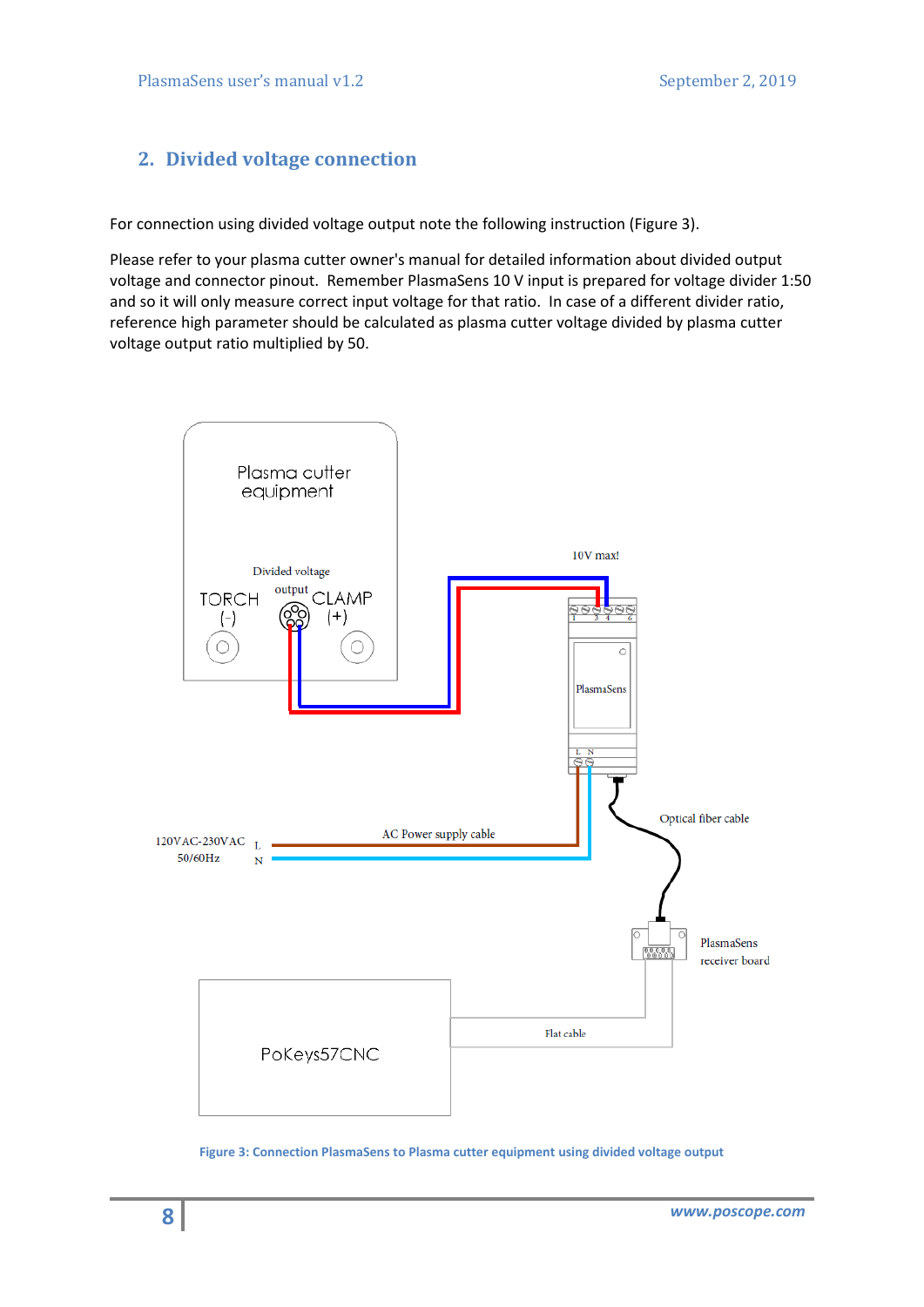## 2. Divided voltage connection

For connection using divided voltage output note the following instruction (Figure 3).

Please refer to your plasma cutter owner's manual for detailed information about divided output voltage and connector pinout. Remember PlasmaSens 10 V input is prepared for voltage divider 1:50 and so it will only measure correct input voltage for that ratio. In case of a different divider ratio, reference high parameter should be calculated as plasma cutter voltage divided by plasma cutter voltage output ratio multiplied by 50.

Figure 3: Connection PlasmaSens to Plasma cutter equipment using divided voltage output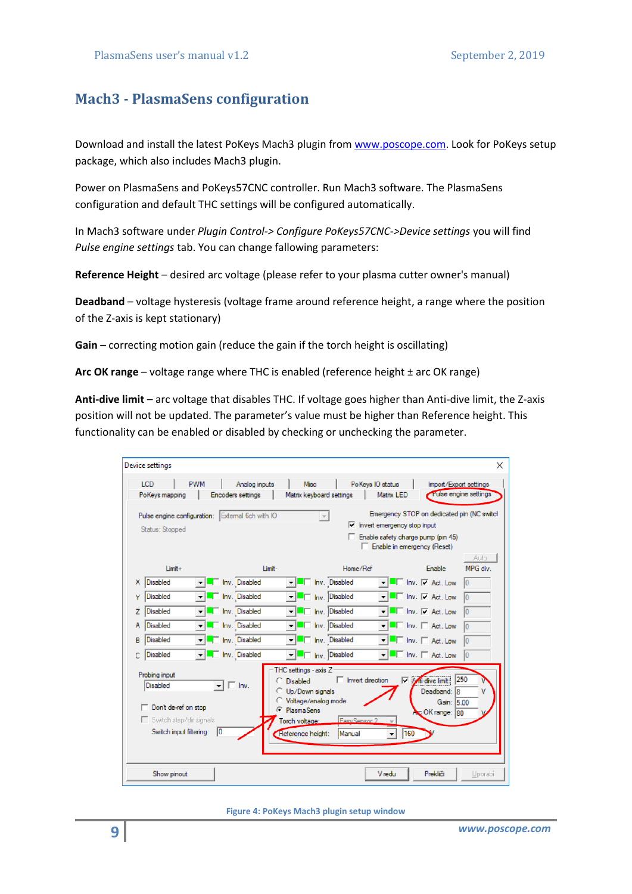## Mach3 - PlasmaSens configuration

Download and install the latest PoKeys Mach3 plugin from [www.poscope.com](http://www.poscope.com). Look for PoKeys setup package, which also includes Mach3 plugin.

Power on PlasmaSens and PoKeys57CNC controller. Run Mach3 software. The PlasmaSens configuration and default THC settings will be configured automatically.

In Mach3 software under *Plugin Control-> Configure PoKeys57CNC->Device settings* you will find *Pulse engine settings* tab. You can change fallowing parameters:

**Reference Height** – desired arc voltage (please refer to your plasma cutter owner's manual)

**Deadband** – voltage hysteresis (voltage frame around reference height, a range where the position of the Z-axis is kept stationary)

**Gain** – correcting motion gain (reduce the gain if the torch height is oscillating)

**Arc OK range** – voltage range where THC is enabled (reference height ± arc OK range)

**Anti-dive limit** – arc voltage that disables THC. If voltage goes higher than Anti-dive limit, the Z-axis position will not be updated. The parameter's value must be higher than Reference height. This functionality can be enabled or disabled by checking or unchecking the parameter.

Figure 4: PoKeys Mach3 plugin setup window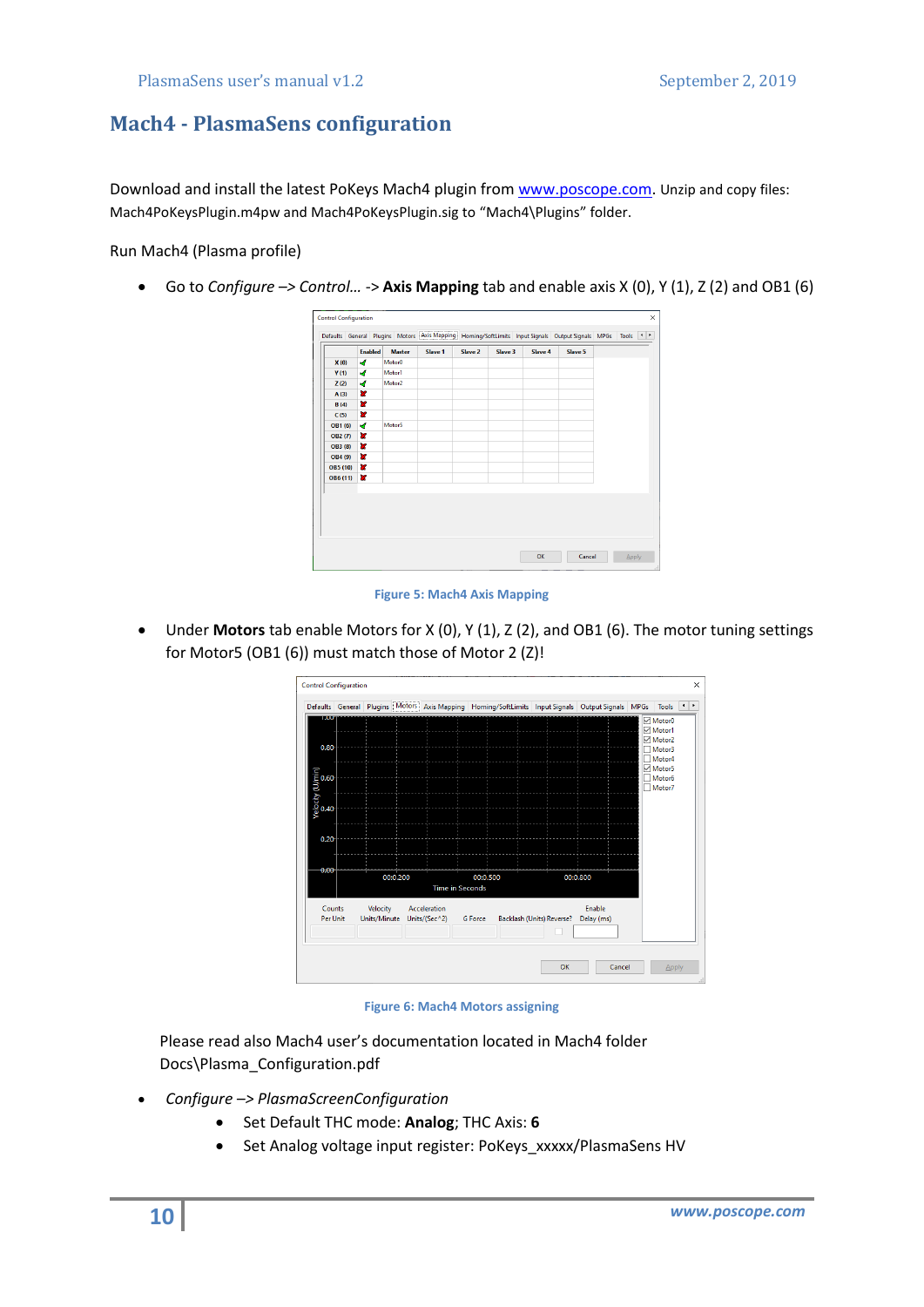# Mach4 - PlasmaSens configuration

Download and install the latest PoKeys Mach4 plugin from www.poscope.com. Unzip and copy files: Mach4PoKeysPlugin.m4pw and Mach4PoKeysPlugin.sig to "Mach4\Plugins" folder.

Run Mach4 (Plasma profile)

- Go to *Configure –> Control...* -> **Axis Mapping** tab and enable axis X (0), Y (1), Z (2) and OB1 (6)

Figure 5: Mach4 Axis Mapping

- Under **Motors** tab enable Motors for X (0), Y (1), Z (2), and OB1 (6). The motor tuning settings for Motor5 (OB1 (6)) must match those of Motor 2 (Z)!

Figure 6: Mach4 Motors assigning

Please read also Mach4 user's documentation located in Mach4 folder Docs\Plasma_Configuration.pdf

- *Configure –> PlasmaScreenConfiguration*
  - Set Default THC mode: **Analog**; THC Axis: **6**
  - Set Analog voltage input register: PoKeys_xxxxx/PlasmaSens HV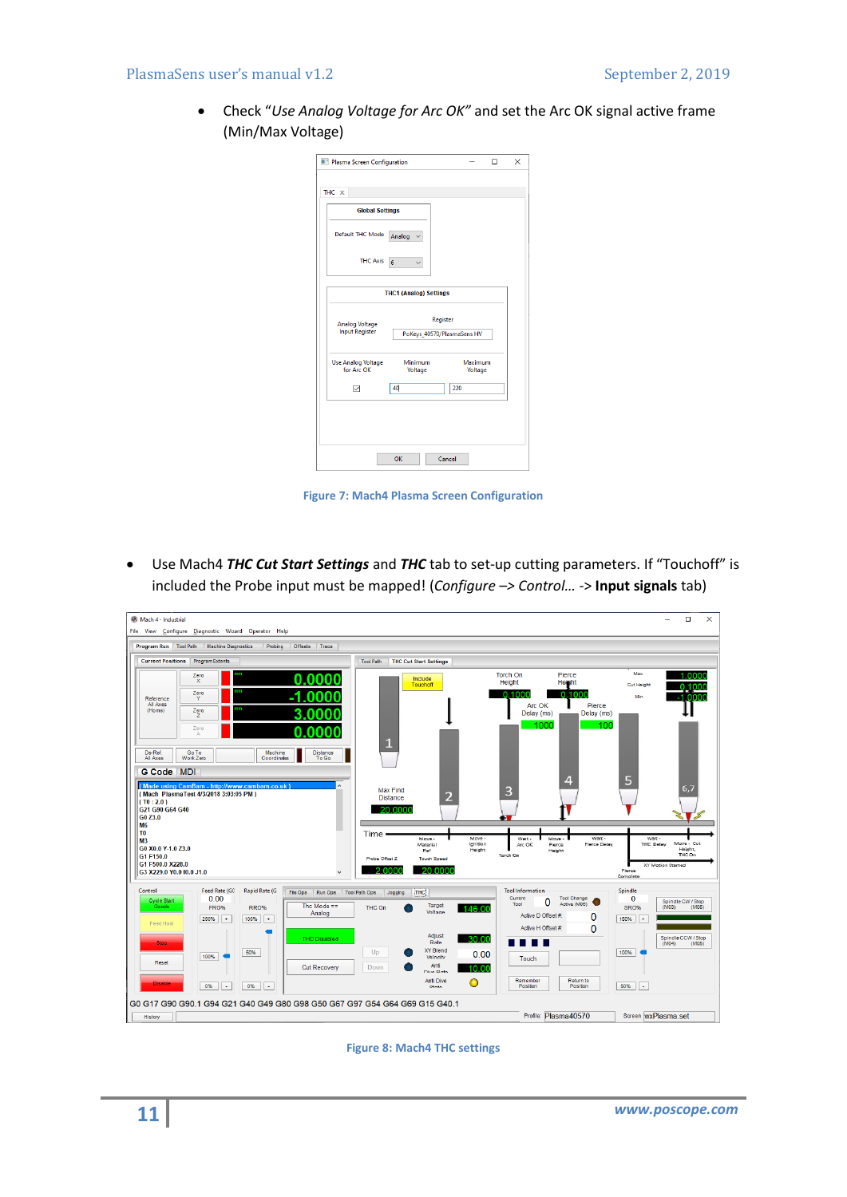- Check "*Use Analog Voltage for Arc OK*" and set the Arc OK signal active frame (Min/Max Voltage)

Figure 7: Mach4 Plasma Screen Configuration

- Use Mach4 ***THC Cut Start Settings*** and ***THC*** tab to set-up cutting parameters. If "Touchoff" is included the Probe input must be mapped! (*Configure –> Control…* -> **Input signals** tab)

Figure 8: Mach4 THC settings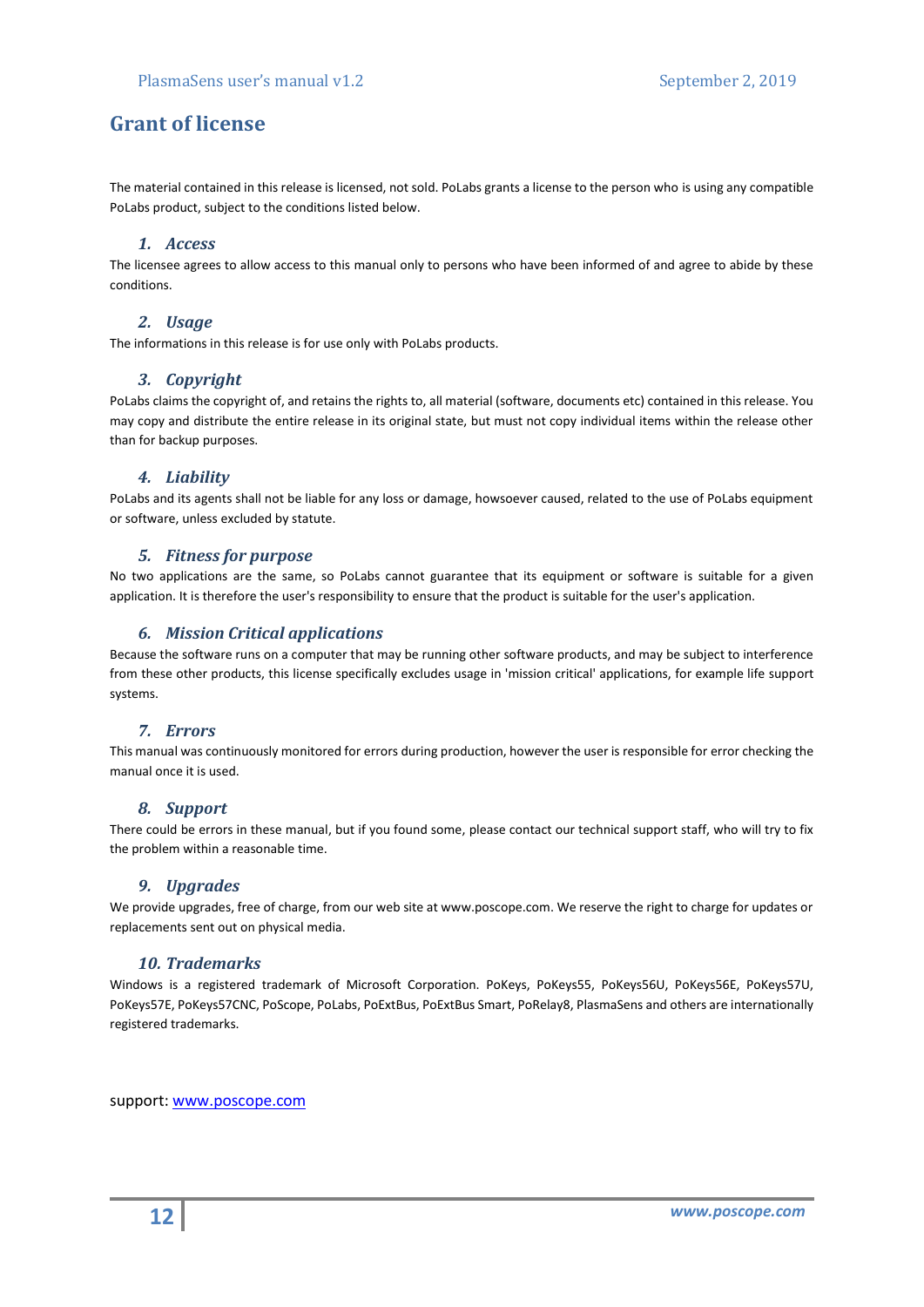# Grant of license

The material contained in this release is licensed, not sold. PoLabs grants a license to the person who is using any compatible PoLabs product, subject to the conditions listed below.

### *1. Access*

The licensee agrees to allow access to this manual only to persons who have been informed of and agree to abide by these conditions.

### *2. Usage*

The informations in this release is for use only with PoLabs products.

### *3. Copyright*

PoLabs claims the copyright of, and retains the rights to, all material (software, documents etc) contained in this release. You may copy and distribute the entire release in its original state, but must not copy individual items within the release other than for backup purposes.

### *4. Liability*

PoLabs and its agents shall not be liable for any loss or damage, howsoever caused, related to the use of PoLabs equipment or software, unless excluded by statute.

### *5. Fitness for purpose*

No two applications are the same, so PoLabs cannot guarantee that its equipment or software is suitable for a given application. It is therefore the user's responsibility to ensure that the product is suitable for the user's application.

### *6. Mission Critical applications*

Because the software runs on a computer that may be running other software products, and may be subject to interference from these other products, this license specifically excludes usage in 'mission critical' applications, for example life support systems.

### *7. Errors*

This manual was continuously monitored for errors during production, however the user is responsible for error checking the manual once it is used.

### *8. Support*

There could be errors in these manual, but if you found some, please contact our technical support staff, who will try to fix the problem within a reasonable time.

### *9. Upgrades*

We provide upgrades, free of charge, from our web site at www.poscope.com. We reserve the right to charge for updates or replacements sent out on physical media.

### *10. Trademarks*

Windows is a registered trademark of Microsoft Corporation. PoKeys, PoKeys55, PoKeys56U, PoKeys56E, PoKeys57U, PoKeys57E, PoKeys57CNC, PoScope, PoLabs, PoExtBus, PoExtBus Smart, PoRelay8, PlasmaSens and others are internationally registered trademarks.

support: [www.poscope.com](http://www.poscope.com)